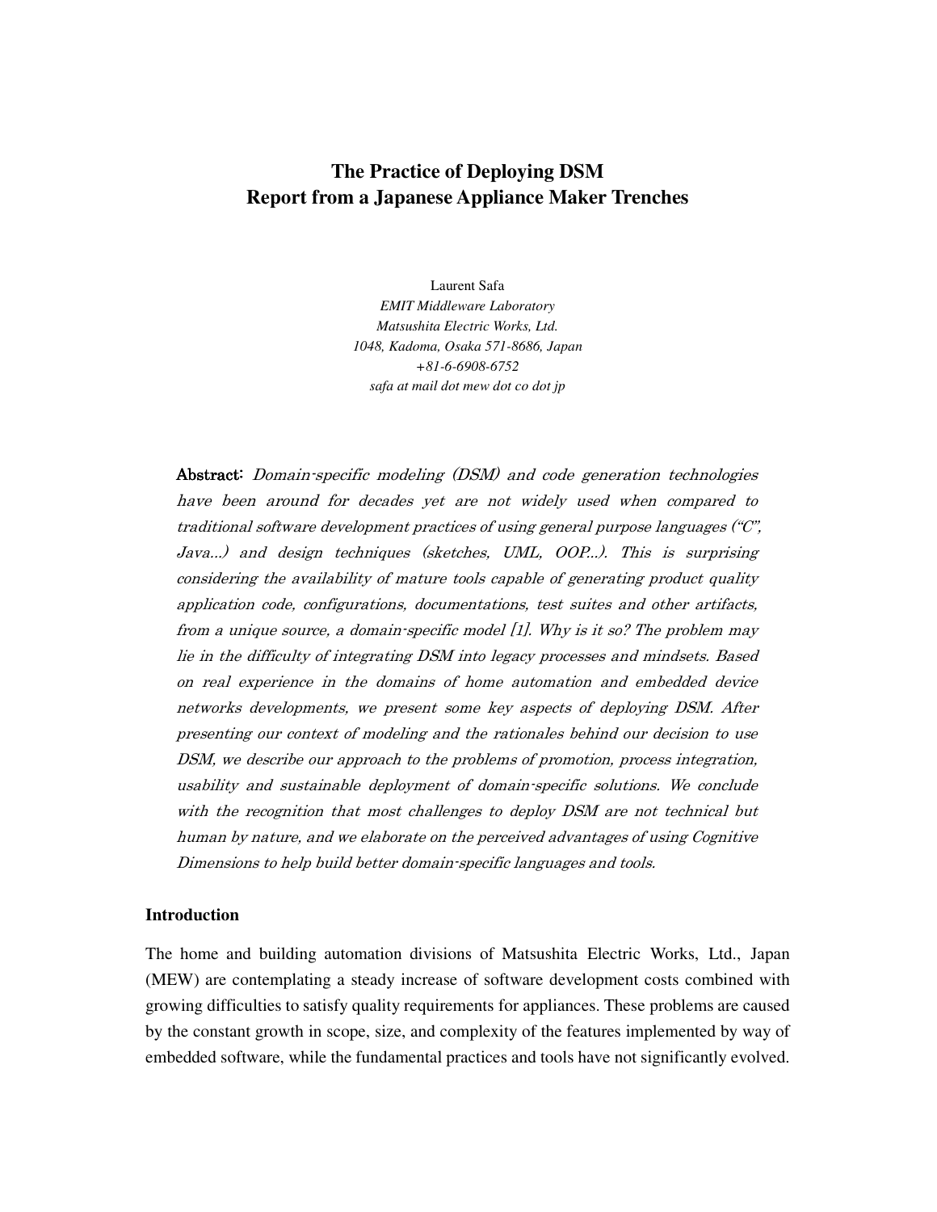# The Practice of Deploying DSM
# Report from a Japanese Appliance Maker Trenches

Laurent Safa
*EMIT Middleware Laboratory*
*Matsushita Electric Works, Ltd.*
*1048, Kadoma, Osaka 571-8686, Japan*
*+81-6-6908-6752*
*safa at mail dot mew dot co dot jp*

**Abstract**: *Domain-specific modeling (DSM) and code generation technologies have been around for decades yet are not widely used when compared to traditional software development practices of using general purpose languages ("C", Java...) and design techniques (sketches, UML, OOP...). This is surprising considering the availability of mature tools capable of generating product quality application code, configurations, documentations, test suites and other artifacts, from a unique source, a domain-specific model [1]. Why is it so? The problem may lie in the difficulty of integrating DSM into legacy processes and mindsets. Based on real experience in the domains of home automation and embedded device networks developments, we present some key aspects of deploying DSM. After presenting our context of modeling and the rationales behind our decision to use DSM, we describe our approach to the problems of promotion, process integration, usability and sustainable deployment of domain-specific solutions. We conclude with the recognition that most challenges to deploy DSM are not technical but human by nature, and we elaborate on the perceived advantages of using Cognitive Dimensions to help build better domain-specific languages and tools.*

## Introduction

The home and building automation divisions of Matsushita Electric Works, Ltd., Japan (MEW) are contemplating a steady increase of software development costs combined with growing difficulties to satisfy quality requirements for appliances. These problems are caused by the constant growth in scope, size, and complexity of the features implemented by way of embedded software, while the fundamental practices and tools have not significantly evolved.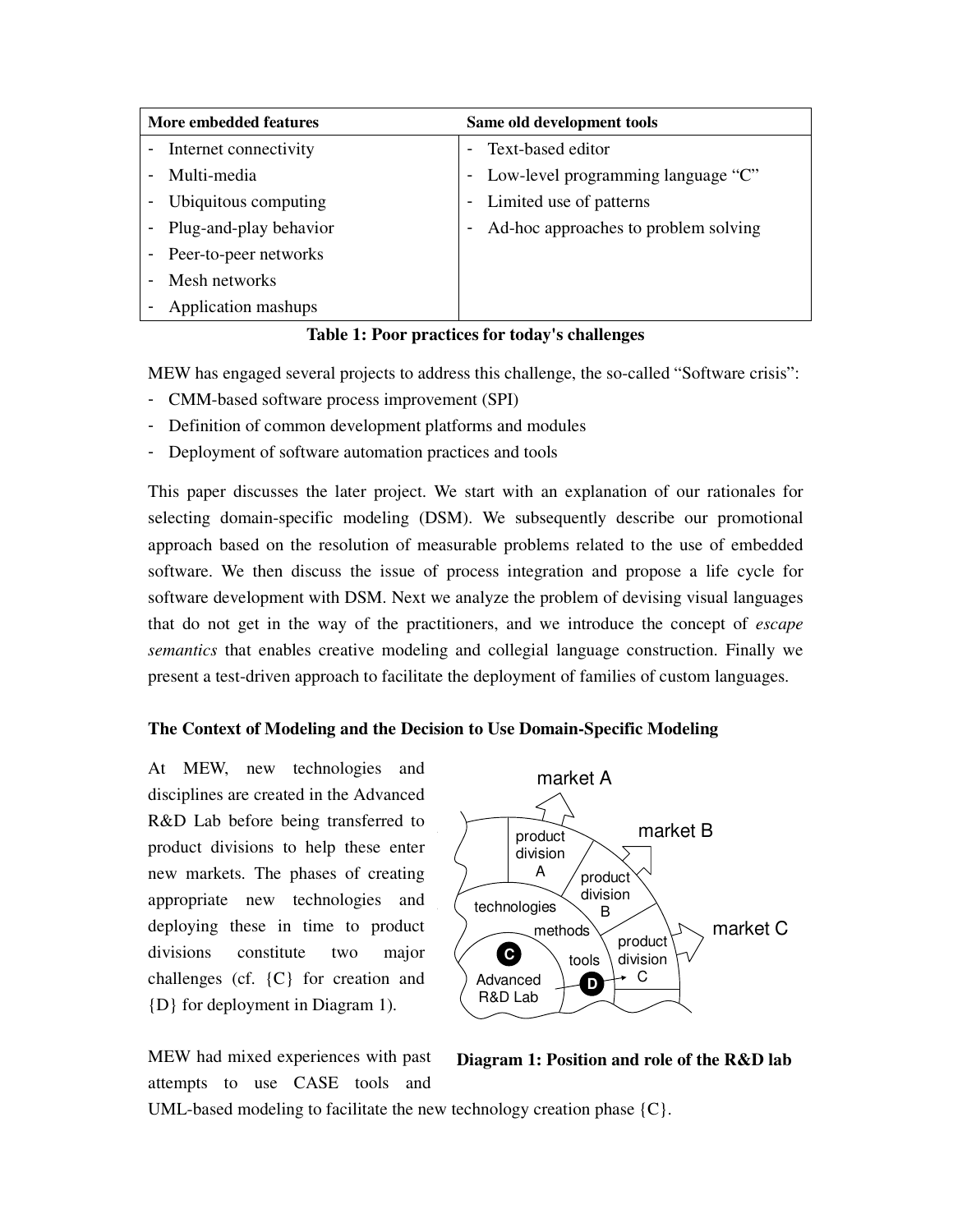| More embedded features | Same old development tools |
|---|---|
| - Internet connectivity | - Text-based editor |
| - Multi-media | - Low-level programming language "C" |
| - Ubiquitous computing | - Limited use of patterns |
| - Plug-and-play behavior | - Ad-hoc approaches to problem solving |
| - Peer-to-peer networks | |
| - Mesh networks | |
| - Application mashups | |

**Table 1: Poor practices for today's challenges**

MEW has engaged several projects to address this challenge, the so-called "Software crisis":

- CMM-based software process improvement (SPI)
- Definition of common development platforms and modules
- Deployment of software automation practices and tools

This paper discusses the later project. We start with an explanation of our rationales for selecting domain-specific modeling (DSM). We subsequently describe our promotional approach based on the resolution of measurable problems related to the use of embedded software. We then discuss the issue of process integration and propose a life cycle for software development with DSM. Next we analyze the problem of devising visual languages that do not get in the way of the practitioners, and we introduce the concept of *escape semantics* that enables creative modeling and collegial language construction. Finally we present a test-driven approach to facilitate the deployment of families of custom languages.

**The Context of Modeling and the Decision to Use Domain-Specific Modeling**

At MEW, new technologies and disciplines are created in the Advanced R&D Lab before being transferred to product divisions to help these enter new markets. The phases of creating appropriate new technologies and deploying these in time to product divisions constitute two major challenges (cf. {C} for creation and {D} for deployment in Diagram 1).

**Diagram 1: Position and role of the R&D lab**

MEW had mixed experiences with past attempts to use CASE tools and UML-based modeling to facilitate the new technology creation phase {C}.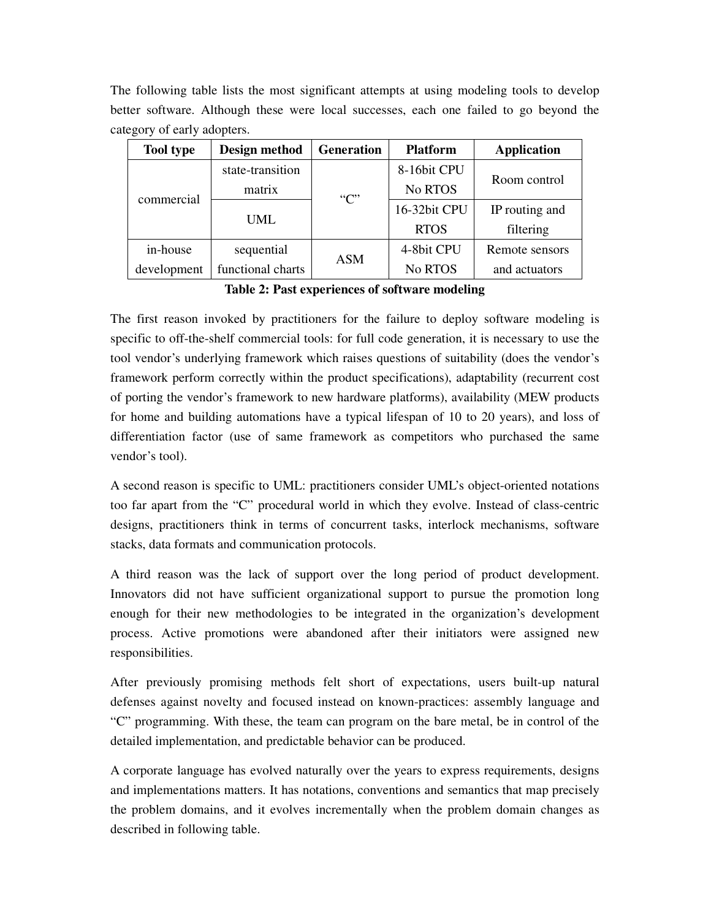The following table lists the most significant attempts at using modeling tools to develop better software. Although these were local successes, each one failed to go beyond the category of early adopters.

| Tool type | Design method | Generation | Platform | Application |
|---|---|---|---|---|
| commercial | state-transition matrix | “C” | 8-16bit CPU No RTOS | Room control |
| | UML | | 16-32bit CPU RTOS | IP routing and filtering |
| in-house development | sequential functional charts | ASM | 4-8bit CPU No RTOS | Remote sensors and actuators |

**Table 2: Past experiences of software modeling**

The first reason invoked by practitioners for the failure to deploy software modeling is specific to off-the-shelf commercial tools: for full code generation, it is necessary to use the tool vendor’s underlying framework which raises questions of suitability (does the vendor’s framework perform correctly within the product specifications), adaptability (recurrent cost of porting the vendor’s framework to new hardware platforms), availability (MEW products for home and building automations have a typical lifespan of 10 to 20 years), and loss of differentiation factor (use of same framework as competitors who purchased the same vendor’s tool).

A second reason is specific to UML: practitioners consider UML’s object-oriented notations too far apart from the “C” procedural world in which they evolve. Instead of class-centric designs, practitioners think in terms of concurrent tasks, interlock mechanisms, software stacks, data formats and communication protocols.

A third reason was the lack of support over the long period of product development. Innovators did not have sufficient organizational support to pursue the promotion long enough for their new methodologies to be integrated in the organization’s development process. Active promotions were abandoned after their initiators were assigned new responsibilities.

After previously promising methods felt short of expectations, users built-up natural defenses against novelty and focused instead on known-practices: assembly language and “C” programming. With these, the team can program on the bare metal, be in control of the detailed implementation, and predictable behavior can be produced.

A corporate language has evolved naturally over the years to express requirements, designs and implementations matters. It has notations, conventions and semantics that map precisely the problem domains, and it evolves incrementally when the problem domain changes as described in following table.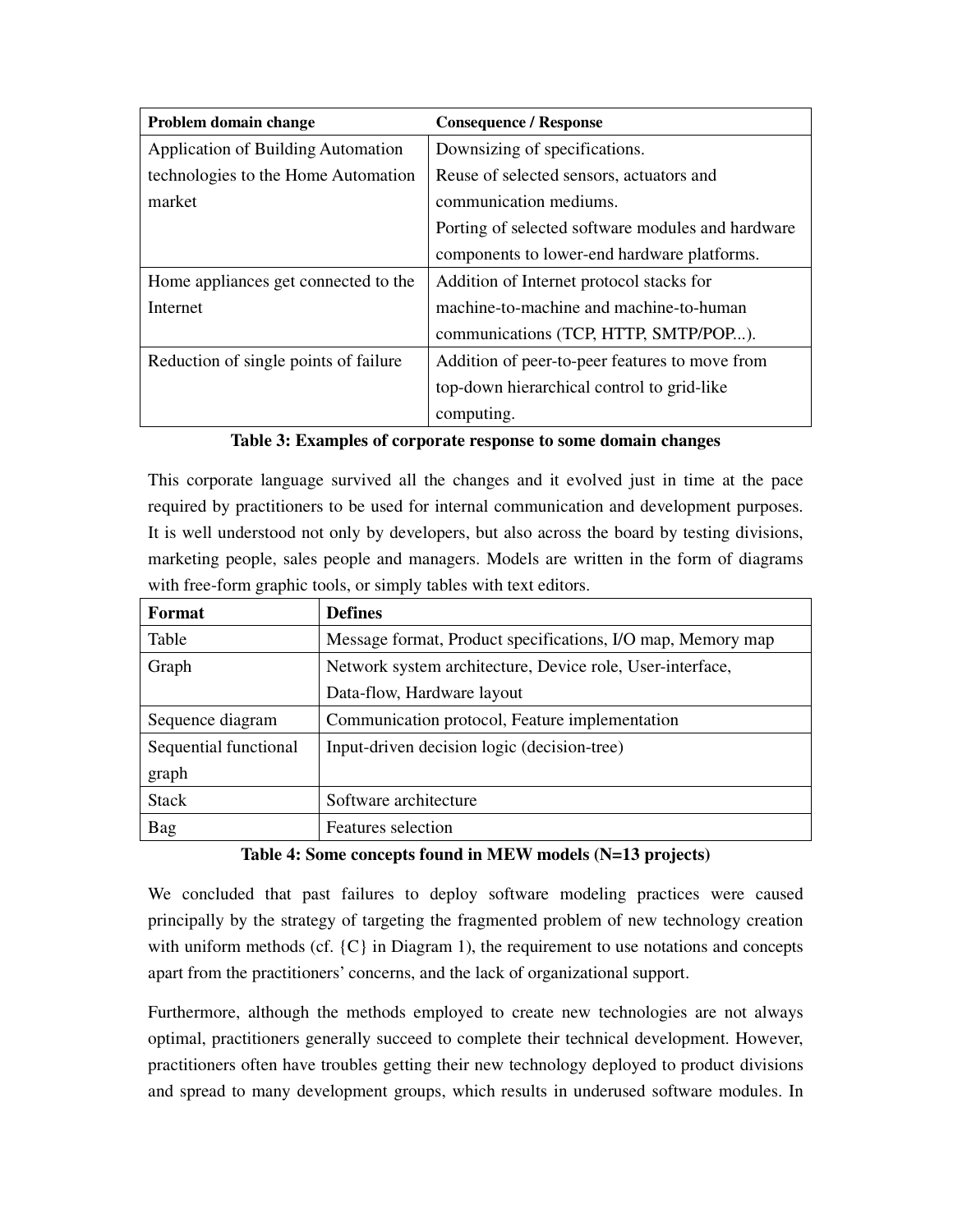| Problem domain change | Consequence / Response |
|---|---|
| Application of Building Automation technologies to the Home Automation market | Downsizing of specifications. Reuse of selected sensors, actuators and communication mediums. Porting of selected software modules and hardware components to lower-end hardware platforms. |
| Home appliances get connected to the Internet | Addition of Internet protocol stacks for machine-to-machine and machine-to-human communications (TCP, HTTP, SMTP/POP...). |
| Reduction of single points of failure | Addition of peer-to-peer features to move from top-down hierarchical control to grid-like computing. |

**Table 3: Examples of corporate response to some domain changes**

This corporate language survived all the changes and it evolved just in time at the pace required by practitioners to be used for internal communication and development purposes. It is well understood not only by developers, but also across the board by testing divisions, marketing people, sales people and managers. Models are written in the form of diagrams with free-form graphic tools, or simply tables with text editors.

| Format | Defines |
|---|---|
| Table | Message format, Product specifications, I/O map, Memory map |
| Graph | Network system architecture, Device role, User-interface, Data-flow, Hardware layout |
| Sequence diagram | Communication protocol, Feature implementation |
| Sequential functional graph | Input-driven decision logic (decision-tree) |
| Stack | Software architecture |
| Bag | Features selection |

**Table 4: Some concepts found in MEW models (N=13 projects)**

We concluded that past failures to deploy software modeling practices were caused principally by the strategy of targeting the fragmented problem of new technology creation with uniform methods (cf. {C} in Diagram 1), the requirement to use notations and concepts apart from the practitioners' concerns, and the lack of organizational support.

Furthermore, although the methods employed to create new technologies are not always optimal, practitioners generally succeed to complete their technical development. However, practitioners often have troubles getting their new technology deployed to product divisions and spread to many development groups, which results in underused software modules. In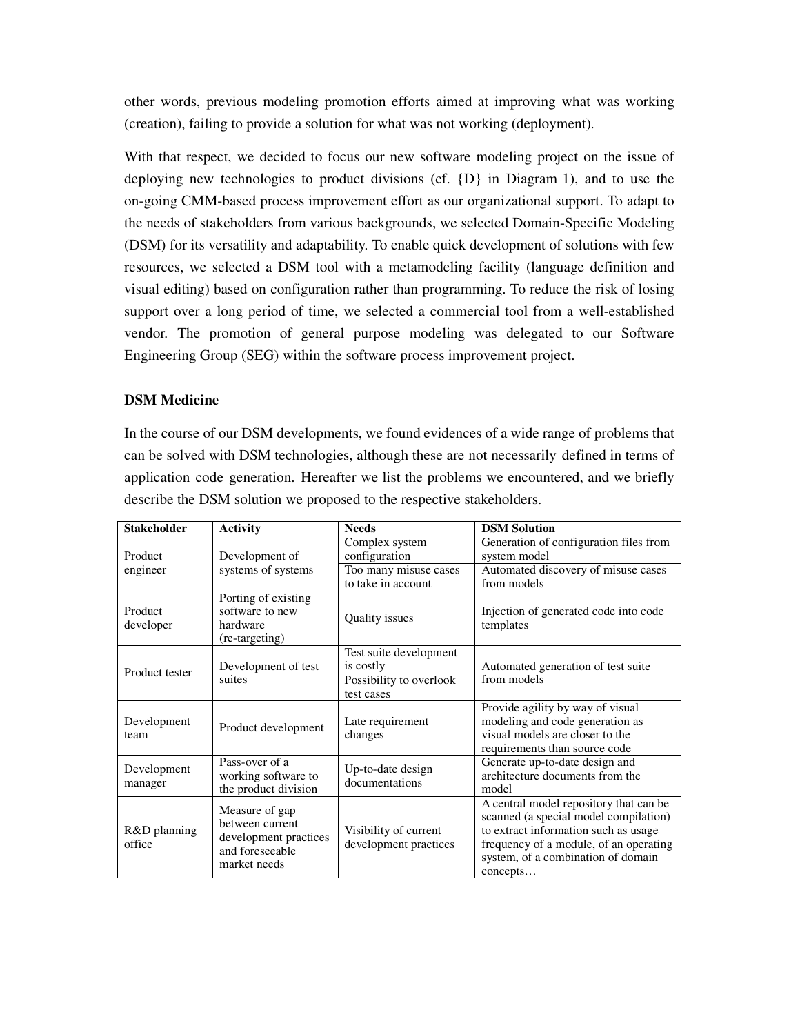other words, previous modeling promotion efforts aimed at improving what was working (creation), failing to provide a solution for what was not working (deployment).

With that respect, we decided to focus our new software modeling project on the issue of deploying new technologies to product divisions (cf. {D} in Diagram 1), and to use the on-going CMM-based process improvement effort as our organizational support. To adapt to the needs of stakeholders from various backgrounds, we selected Domain-Specific Modeling (DSM) for its versatility and adaptability. To enable quick development of solutions with few resources, we selected a DSM tool with a metamodeling facility (language definition and visual editing) based on configuration rather than programming. To reduce the risk of losing support over a long period of time, we selected a commercial tool from a well-established vendor. The promotion of general purpose modeling was delegated to our Software Engineering Group (SEG) within the software process improvement project.

**DSM Medicine**

In the course of our DSM developments, we found evidences of a wide range of problems that can be solved with DSM technologies, although these are not necessarily defined in terms of application code generation. Hereafter we list the problems we encountered, and we briefly describe the DSM solution we proposed to the respective stakeholders.

| Stakeholder | Activity | Needs | DSM Solution |
|---|---|---|---|
| Product engineer | Development of systems of systems | Complex system configuration | Generation of configuration files from system model |
| | | Too many misuse cases to take in account | Automated discovery of misuse cases from models |
| Product developer | Porting of existing software to new hardware (re-targeting) | Quality issues | Injection of generated code into code templates |
| Product tester | Development of test suites | Test suite development is costly | Automated generation of test suite from models |
| | | Possibility to overlook test cases | |
| Development team | Product development | Late requirement changes | Provide agility by way of visual modeling and code generation as visual models are closer to the requirements than source code |
| Development manager | Pass-over of a working software to the product division | Up-to-date design documentations | Generate up-to-date design and architecture documents from the model |
| R&D planning office | Measure of gap between current development practices and foreseeable market needs | Visibility of current development practices | A central model repository that can be scanned (a special model compilation) to extract information such as usage frequency of a module, of an operating system, of a combination of domain concepts… |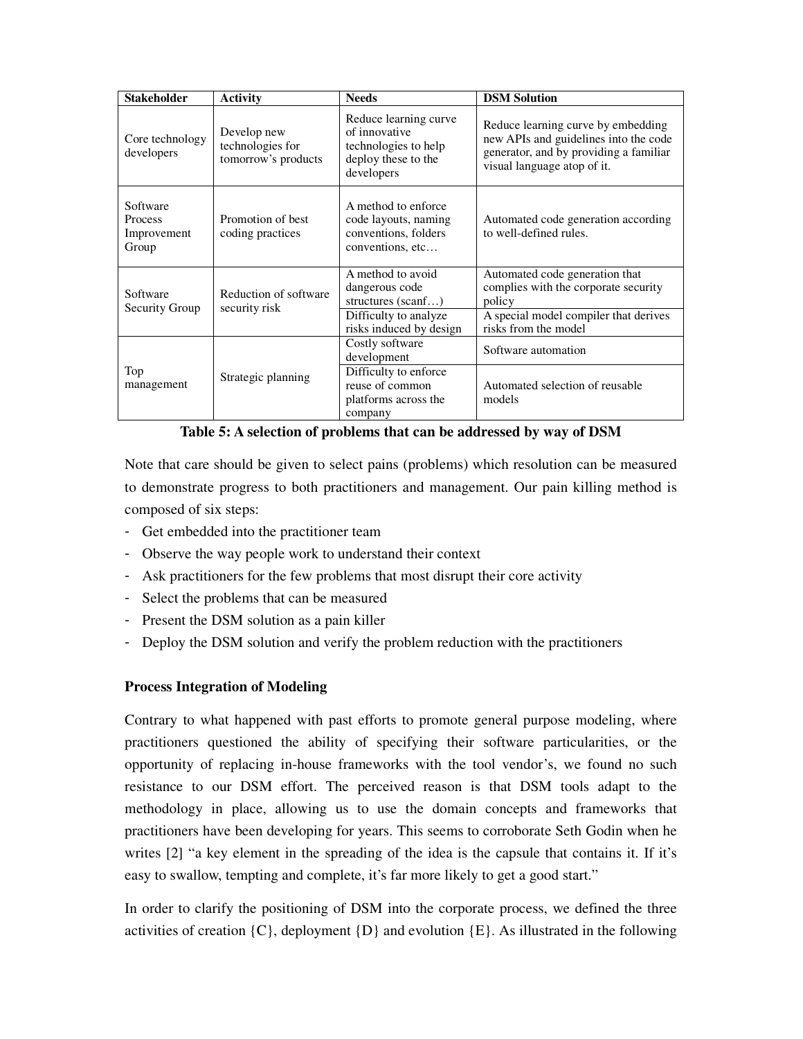| Stakeholder | Activity | Needs | DSM Solution |
|---|---|---|---|
| Core technology developers | Develop new technologies for tomorrow's products | Reduce learning curve of innovative technologies to help deploy these to the developers | Reduce learning curve by embedding new APIs and guidelines into the code generator, and by providing a familiar visual language atop of it. |
| Software Process Improvement Group | Promotion of best coding practices | A method to enforce code layouts, naming conventions, folders conventions, etc… | Automated code generation according to well-defined rules. |
| Software Security Group | Reduction of software security risk | A method to avoid dangerous code structures (scanf…) | Automated code generation that complies with the corporate security policy |
| | | Difficulty to analyze risks induced by design | A special model compiler that derives risks from the model |
| Top management | Strategic planning | Costly software development | Software automation |
| | | Difficulty to enforce reuse of common platforms across the company | Automated selection of reusable models |

**Table 5: A selection of problems that can be addressed by way of DSM**

Note that care should be given to select pains (problems) which resolution can be measured to demonstrate progress to both practitioners and management. Our pain killing method is composed of six steps:

- Get embedded into the practitioner team
- Observe the way people work to understand their context
- Ask practitioners for the few problems that most disrupt their core activity
- Select the problems that can be measured
- Present the DSM solution as a pain killer
- Deploy the DSM solution and verify the problem reduction with the practitioners

**Process Integration of Modeling**

Contrary to what happened with past efforts to promote general purpose modeling, where practitioners questioned the ability of specifying their software particularities, or the opportunity of replacing in-house frameworks with the tool vendor's, we found no such resistance to our DSM effort. The perceived reason is that DSM tools adapt to the methodology in place, allowing us to use the domain concepts and frameworks that practitioners have been developing for years. This seems to corroborate Seth Godin when he writes [2] "a key element in the spreading of the idea is the capsule that contains it. If it's easy to swallow, tempting and complete, it's far more likely to get a good start."

In order to clarify the positioning of DSM into the corporate process, we defined the three activities of creation {C}, deployment {D} and evolution {E}. As illustrated in the following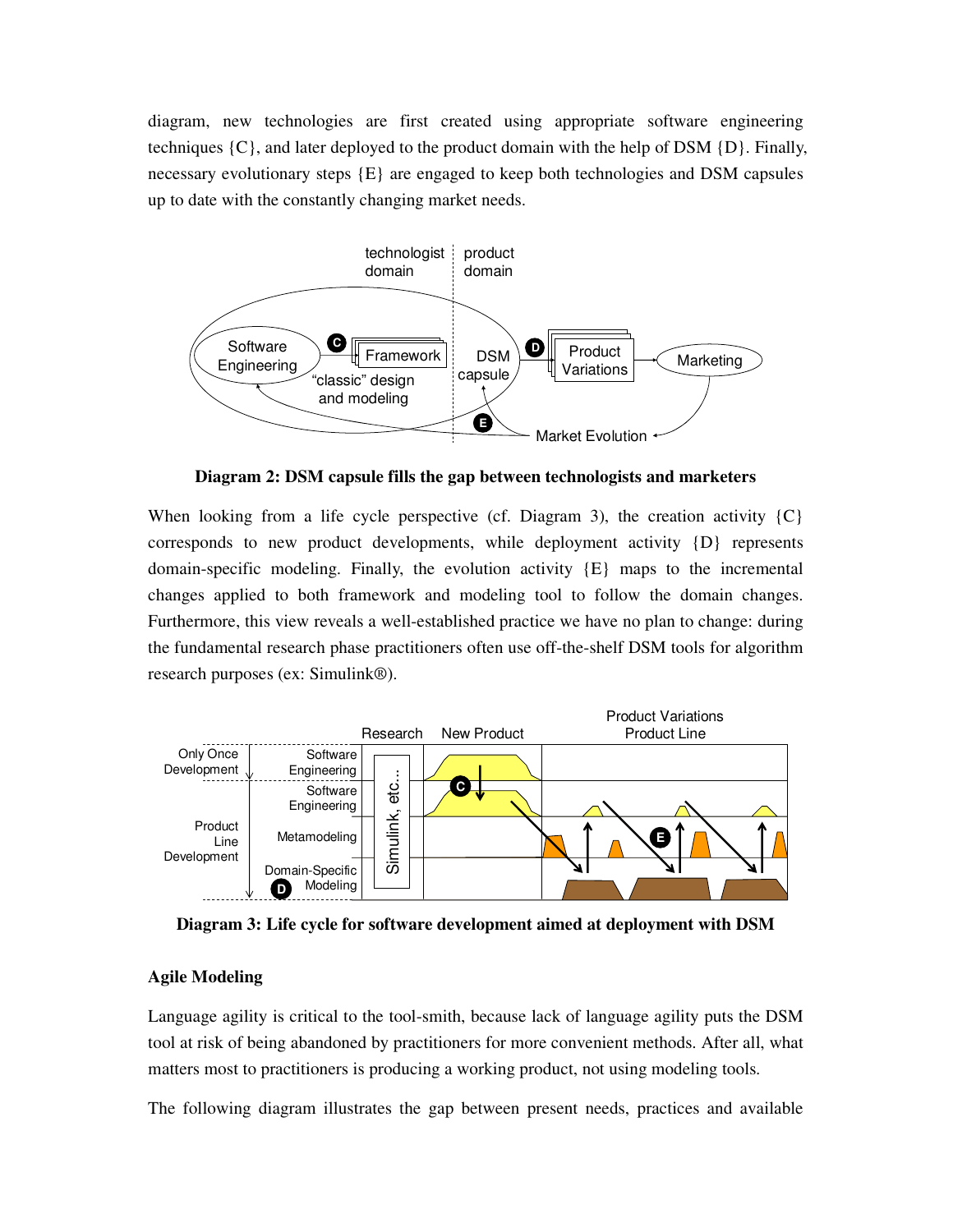diagram, new technologies are first created using appropriate software engineering techniques {C}, and later deployed to the product domain with the help of DSM {D}. Finally, necessary evolutionary steps {E} are engaged to keep both technologies and DSM capsules up to date with the constantly changing market needs.

**Diagram 2: DSM capsule fills the gap between technologists and marketers**

When looking from a life cycle perspective (cf. Diagram 3), the creation activity {C} corresponds to new product developments, while deployment activity {D} represents domain-specific modeling. Finally, the evolution activity {E} maps to the incremental changes applied to both framework and modeling tool to follow the domain changes. Furthermore, this view reveals a well-established practice we have no plan to change: during the fundamental research phase practitioners often use off-the-shelf DSM tools for algorithm research purposes (ex: Simulink®).

**Diagram 3: Life cycle for software development aimed at deployment with DSM**

### Agile Modeling

Language agility is critical to the tool-smith, because lack of language agility puts the DSM tool at risk of being abandoned by practitioners for more convenient methods. After all, what matters most to practitioners is producing a working product, not using modeling tools.

The following diagram illustrates the gap between present needs, practices and available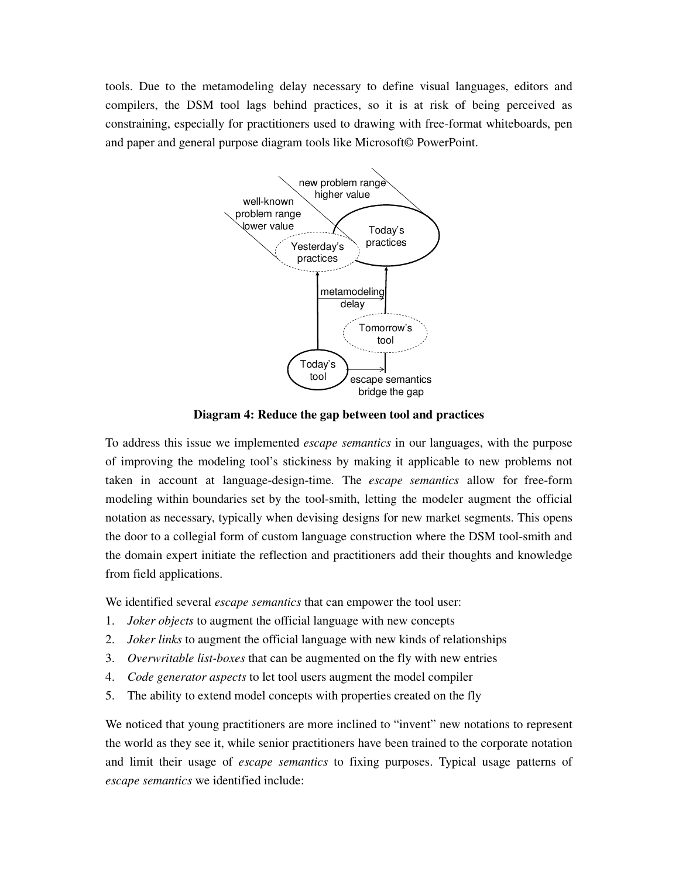tools. Due to the metamodeling delay necessary to define visual languages, editors and compilers, the DSM tool lags behind practices, so it is at risk of being perceived as constraining, especially for practitioners used to drawing with free-format whiteboards, pen and paper and general purpose diagram tools like Microsoft© PowerPoint.

**Diagram 4: Reduce the gap between tool and practices**

To address this issue we implemented *escape semantics* in our languages, with the purpose of improving the modeling tool's stickiness by making it applicable to new problems not taken in account at language-design-time. The *escape semantics* allow for free-form modeling within boundaries set by the tool-smith, letting the modeler augment the official notation as necessary, typically when devising designs for new market segments. This opens the door to a collegial form of custom language construction where the DSM tool-smith and the domain expert initiate the reflection and practitioners add their thoughts and knowledge from field applications.

We identified several *escape semantics* that can empower the tool user:

1. *Joker objects* to augment the official language with new concepts
2. *Joker links* to augment the official language with new kinds of relationships
3. *Overwritable list-boxes* that can be augmented on the fly with new entries
4. *Code generator aspects* to let tool users augment the model compiler
5. The ability to extend model concepts with properties created on the fly

We noticed that young practitioners are more inclined to "invent" new notations to represent the world as they see it, while senior practitioners have been trained to the corporate notation and limit their usage of *escape semantics* to fixing purposes. Typical usage patterns of *escape semantics* we identified include: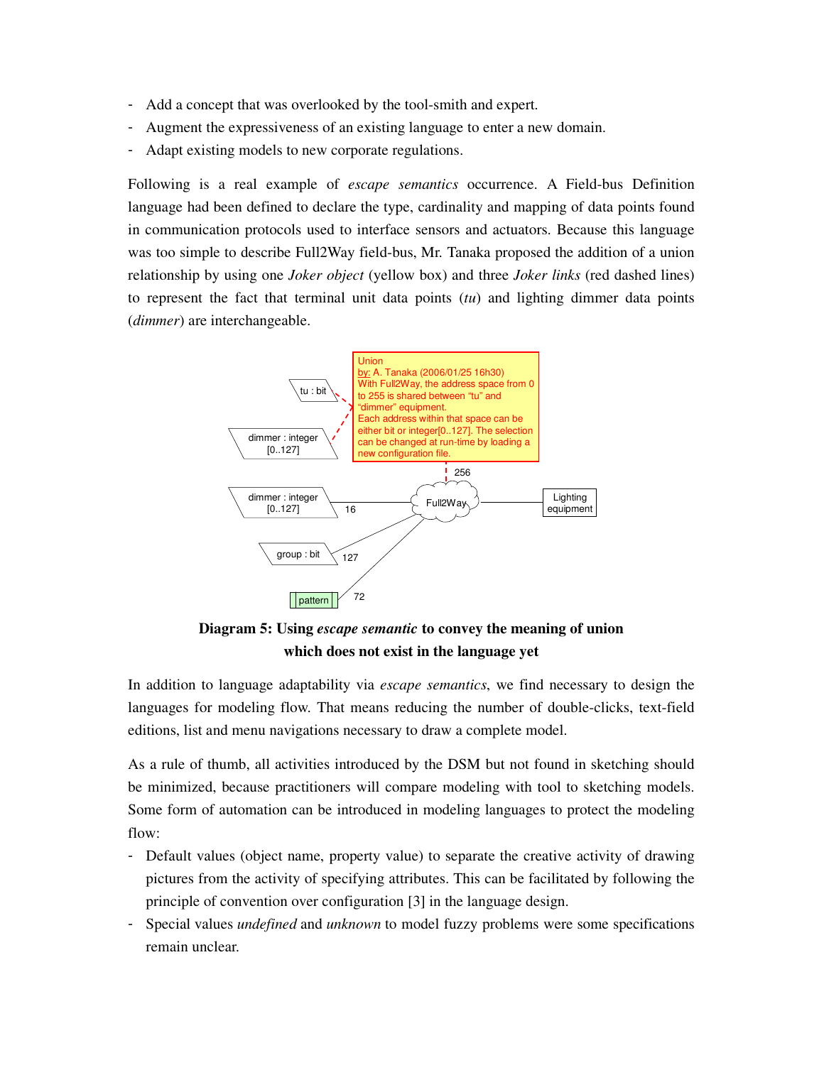- Add a concept that was overlooked by the tool-smith and expert.
- Augment the expressiveness of an existing language to enter a new domain.
- Adapt existing models to new corporate regulations.

Following is a real example of *escape semantics* occurrence. A Field-bus Definition language had been defined to declare the type, cardinality and mapping of data points found in communication protocols used to interface sensors and actuators. Because this language was too simple to describe Full2Way field-bus, Mr. Tanaka proposed the addition of a union relationship by using one *Joker object* (yellow box) and three *Joker links* (red dashed lines) to represent the fact that terminal unit data points (*tu*) and lighting dimmer data points (*dimmer*) are interchangeable.

**Diagram 5: Using *escape semantic* to convey the meaning of union which does not exist in the language yet**

In addition to language adaptability via *escape semantics*, we find necessary to design the languages for modeling flow. That means reducing the number of double-clicks, text-field editions, list and menu navigations necessary to draw a complete model.

As a rule of thumb, all activities introduced by the DSM but not found in sketching should be minimized, because practitioners will compare modeling with tool to sketching models. Some form of automation can be introduced in modeling languages to protect the modeling flow:

- Default values (object name, property value) to separate the creative activity of drawing pictures from the activity of specifying attributes. This can be facilitated by following the principle of convention over configuration [3] in the language design.
- Special values *undefined* and *unknown* to model fuzzy problems were some specifications remain unclear.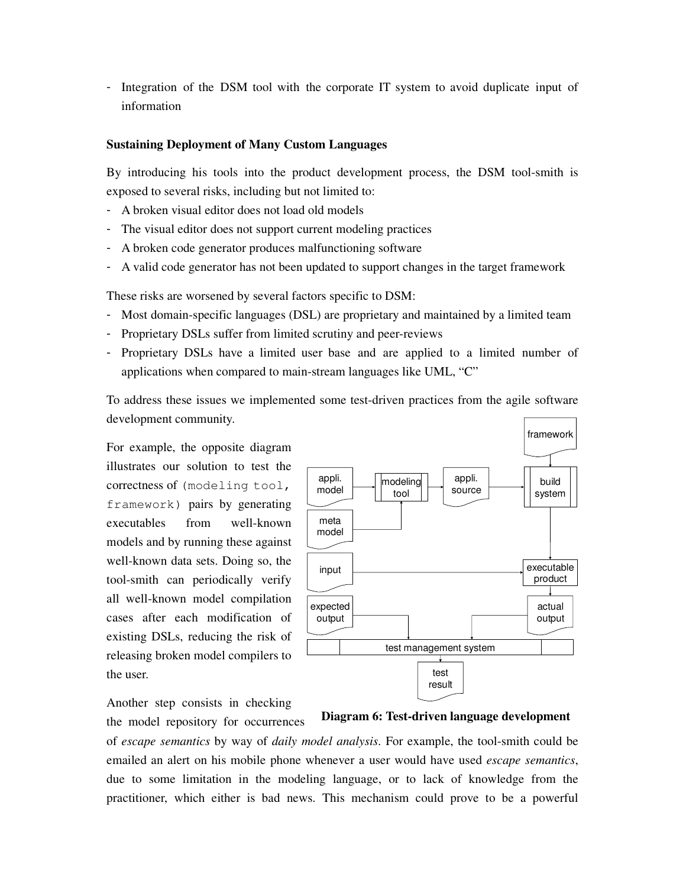- Integration of the DSM tool with the corporate IT system to avoid duplicate input of information

**Sustaining Deployment of Many Custom Languages**

By introducing his tools into the product development process, the DSM tool-smith is exposed to several risks, including but not limited to:

- A broken visual editor does not load old models
- The visual editor does not support current modeling practices
- A broken code generator produces malfunctioning software
- A valid code generator has not been updated to support changes in the target framework

These risks are worsened by several factors specific to DSM:

- Most domain-specific languages (DSL) are proprietary and maintained by a limited team
- Proprietary DSLs suffer from limited scrutiny and peer-reviews
- Proprietary DSLs have a limited user base and are applied to a limited number of applications when compared to main-stream languages like UML, "C"

To address these issues we implemented some test-driven practices from the agile software development community.

For example, the opposite diagram illustrates our solution to test the correctness of `(modeling tool, framework)` pairs by generating executables from well-known models and by running these against well-known data sets. Doing so, the tool-smith can periodically verify all well-known model compilation cases after each modification of existing DSLs, reducing the risk of releasing broken model compilers to the user.

**Diagram 6: Test-driven language development**

Another step consists in checking the model repository for occurrences of *escape semantics* by way of *daily model analysis*. For example, the tool-smith could be emailed an alert on his mobile phone whenever a user would have used *escape semantics*, due to some limitation in the modeling language, or to lack of knowledge from the practitioner, which either is bad news. This mechanism could prove to be a powerful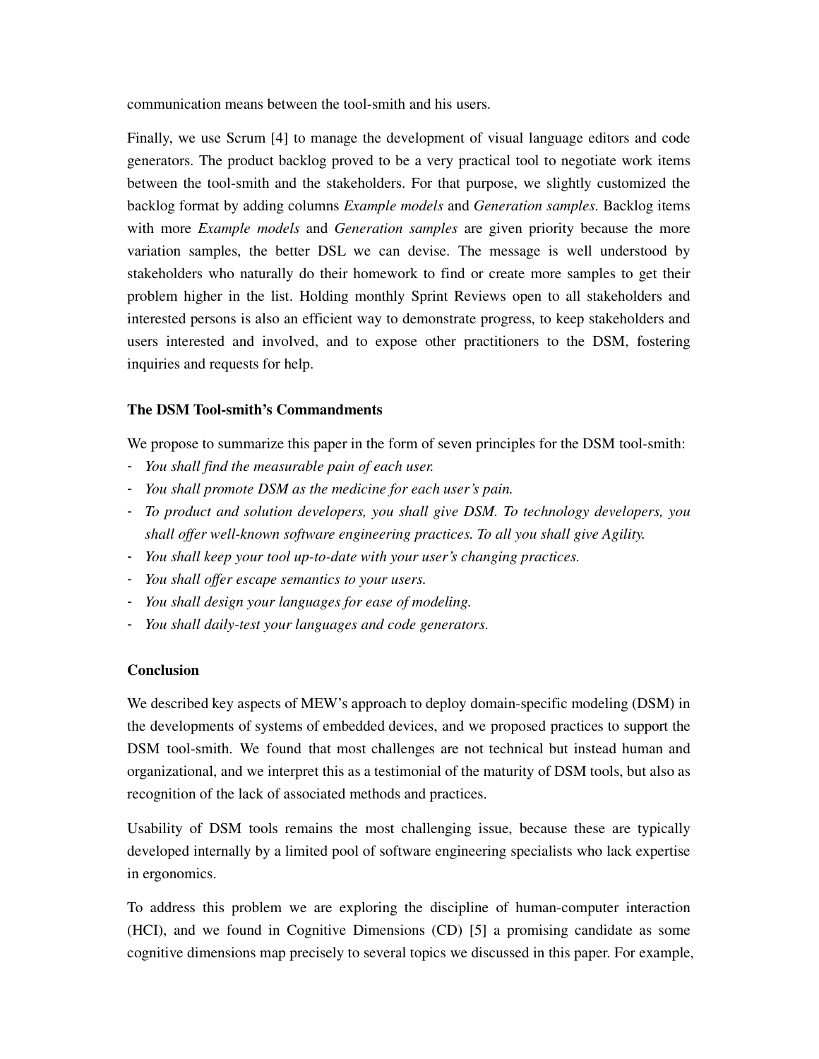communication means between the tool-smith and his users.

Finally, we use Scrum [4] to manage the development of visual language editors and code generators. The product backlog proved to be a very practical tool to negotiate work items between the tool-smith and the stakeholders. For that purpose, we slightly customized the backlog format by adding columns *Example models* and *Generation samples*. Backlog items with more *Example models* and *Generation samples* are given priority because the more variation samples, the better DSL we can devise. The message is well understood by stakeholders who naturally do their homework to find or create more samples to get their problem higher in the list. Holding monthly Sprint Reviews open to all stakeholders and interested persons is also an efficient way to demonstrate progress, to keep stakeholders and users interested and involved, and to expose other practitioners to the DSM, fostering inquiries and requests for help.

### The DSM Tool-smith's Commandments

We propose to summarize this paper in the form of seven principles for the DSM tool-smith:

- *You shall find the measurable pain of each user.*
- *You shall promote DSM as the medicine for each user's pain.*
- *To product and solution developers, you shall give DSM. To technology developers, you shall offer well-known software engineering practices. To all you shall give Agility.*
- *You shall keep your tool up-to-date with your user's changing practices.*
- *You shall offer escape semantics to your users.*
- *You shall design your languages for ease of modeling.*
- *You shall daily-test your languages and code generators.*

### Conclusion

We described key aspects of MEW's approach to deploy domain-specific modeling (DSM) in the developments of systems of embedded devices, and we proposed practices to support the DSM tool-smith. We found that most challenges are not technical but instead human and organizational, and we interpret this as a testimonial of the maturity of DSM tools, but also as recognition of the lack of associated methods and practices.

Usability of DSM tools remains the most challenging issue, because these are typically developed internally by a limited pool of software engineering specialists who lack expertise in ergonomics.

To address this problem we are exploring the discipline of human-computer interaction (HCI), and we found in Cognitive Dimensions (CD) [5] a promising candidate as some cognitive dimensions map precisely to several topics we discussed in this paper. For example,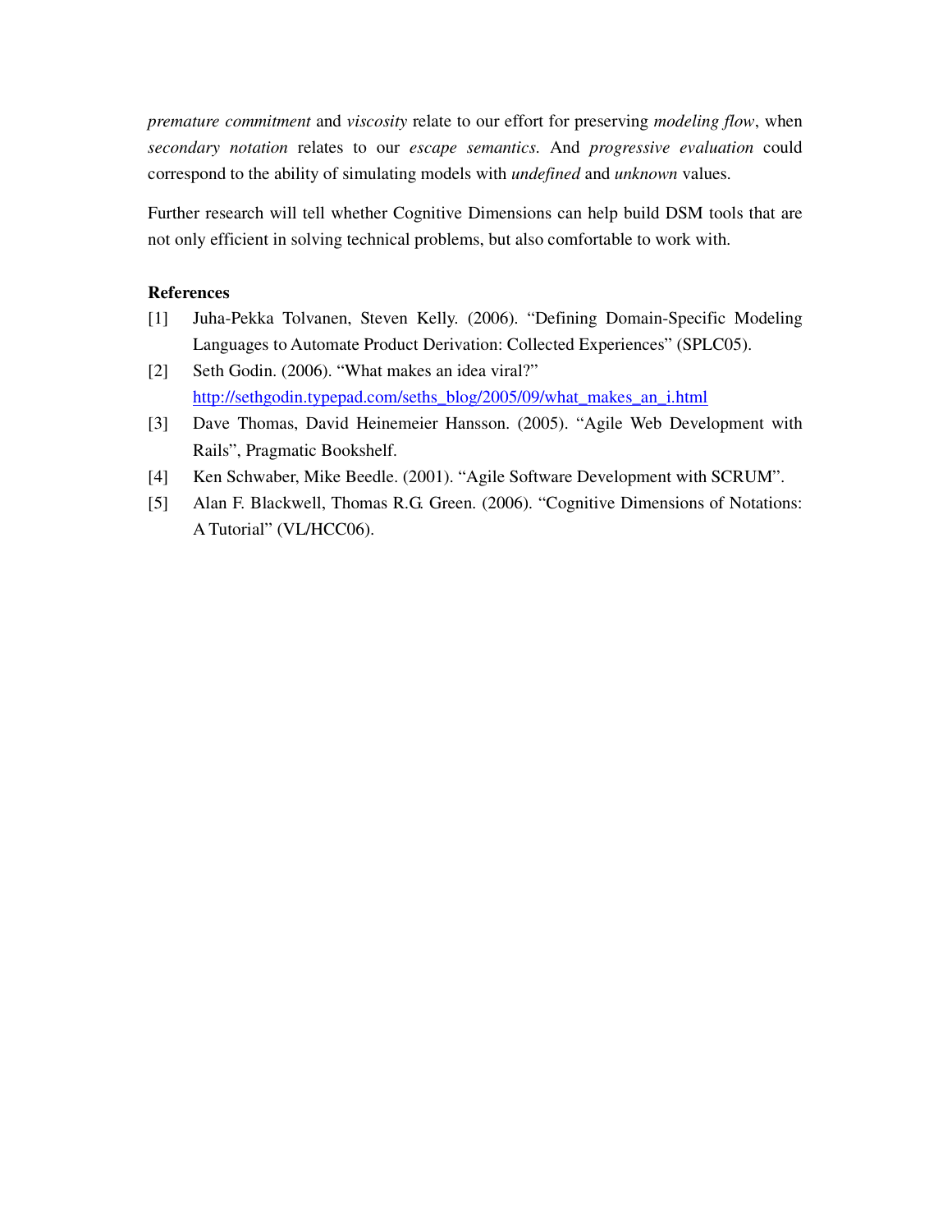*premature commitment* and *viscosity* relate to our effort for preserving *modeling flow*, when *secondary notation* relates to our *escape semantics*. And *progressive evaluation* could correspond to the ability of simulating models with *undefined* and *unknown* values.

Further research will tell whether Cognitive Dimensions can help build DSM tools that are not only efficient in solving technical problems, but also comfortable to work with.

**References**

[1] Juha-Pekka Tolvanen, Steven Kelly. (2006). "Defining Domain-Specific Modeling Languages to Automate Product Derivation: Collected Experiences" (SPLC05).

[2] Seth Godin. (2006). "What makes an idea viral?" http://sethgodin.typepad.com/seths_blog/2005/09/what_makes_an_i.html

[3] Dave Thomas, David Heinemeier Hansson. (2005). "Agile Web Development with Rails", Pragmatic Bookshelf.

[4] Ken Schwaber, Mike Beedle. (2001). "Agile Software Development with SCRUM".

[5] Alan F. Blackwell, Thomas R.G. Green. (2006). "Cognitive Dimensions of Notations: A Tutorial" (VL/HCC06).